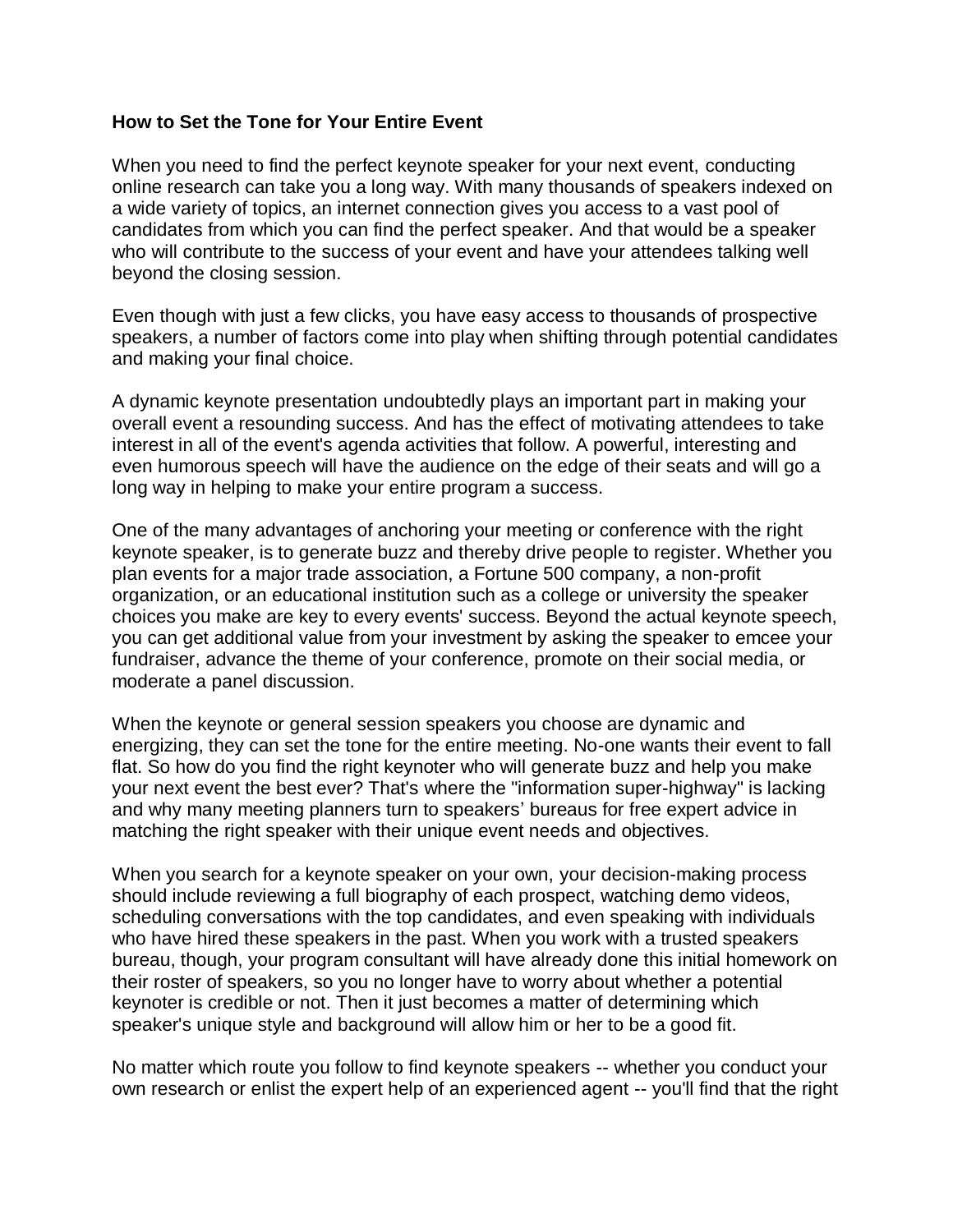**How to Set the Tone for Your Entire Event**

When you need to find the perfect keynote speaker for your next event, conducting online research can take you a long way. With many thousands of speakers indexed on a wide variety of topics, an internet connection gives you access to a vast pool of candidates from which you can find the perfect speaker. And that would be a speaker who will contribute to the success of your event and have your attendees talking well beyond the closing session.

Even though with just a few clicks, you have easy access to thousands of prospective speakers, a number of factors come into play when shifting through potential candidates and making your final choice.

A dynamic keynote presentation undoubtedly plays an important part in making your overall event a resounding success. And has the effect of motivating attendees to take interest in all of the event's agenda activities that follow. A powerful, interesting and even humorous speech will have the audience on the edge of their seats and will go a long way in helping to make your entire program a success.

One of the many advantages of anchoring your meeting or conference with the right keynote speaker, is to generate buzz and thereby drive people to register. Whether you plan events for a major trade association, a Fortune 500 company, a non-profit organization, or an educational institution such as a college or university the speaker choices you make are key to every events' success. Beyond the actual keynote speech, you can get additional value from your investment by asking the speaker to emcee your fundraiser, advance the theme of your conference, promote on their social media, or moderate a panel discussion.

When the keynote or general session speakers you choose are dynamic and energizing, they can set the tone for the entire meeting. No-one wants their event to fall flat. So how do you find the right keynoter who will generate buzz and help you make your next event the best ever? That's where the "information super-highway" is lacking and why many meeting planners turn to speakers' bureaus for free expert advice in matching the right speaker with their unique event needs and objectives.

When you search for a keynote speaker on your own, your decision-making process should include reviewing a full biography of each prospect, watching demo videos, scheduling conversations with the top candidates, and even speaking with individuals who have hired these speakers in the past. When you work with a trusted speakers bureau, though, your program consultant will have already done this initial homework on their roster of speakers, so you no longer have to worry about whether a potential keynoter is credible or not. Then it just becomes a matter of determining which speaker's unique style and background will allow him or her to be a good fit.

No matter which route you follow to find keynote speakers -- whether you conduct your own research or enlist the expert help of an experienced agent -- you'll find that the right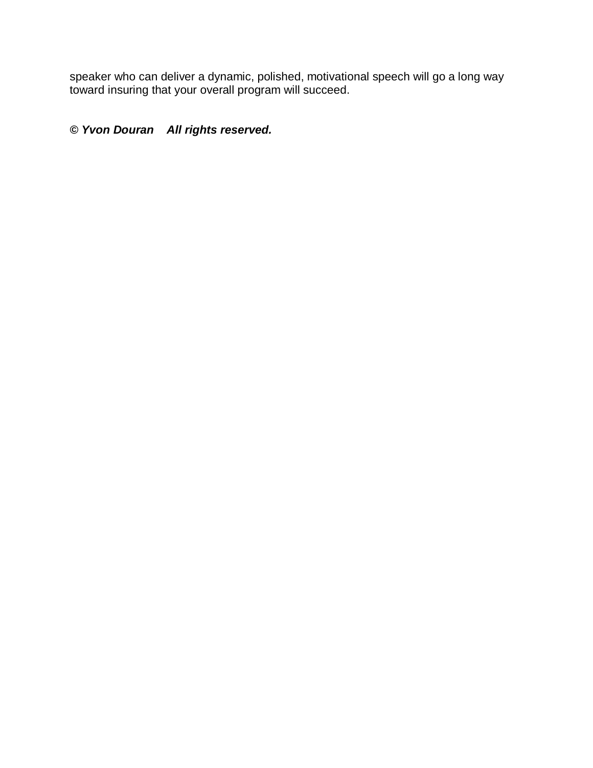speaker who can deliver a dynamic, polished, motivational speech will go a long way toward insuring that your overall program will succeed.

***© Yvon Douran    All rights reserved.***